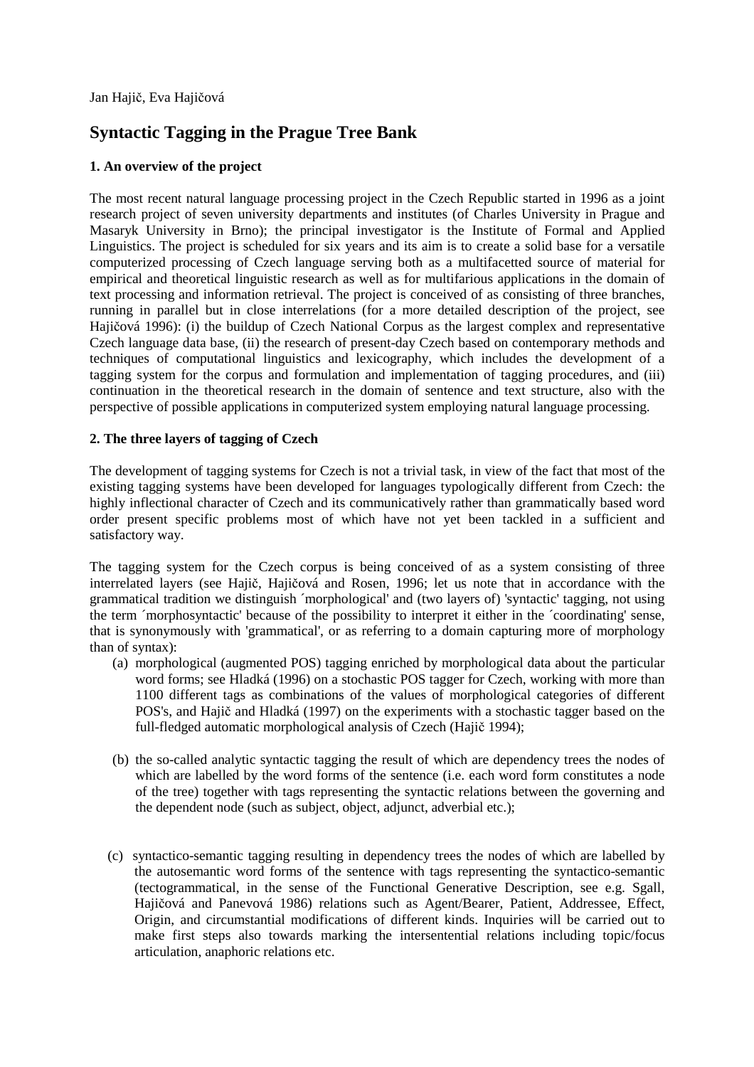Jan Hajič, Eva Hajičová

# Syntactic Tagging in the Prague Tree Bank

### 1. An overview of the project

The most recent natural language processing project in the Czech Republic started in 1996 as a joint research project of seven university departments and institutes (of Charles University in Prague and Masaryk University in Brno); the principal investigator is the Institute of Formal and Applied Linguistics. The project is scheduled for six years and its aim is to create a solid base for a versatile computerized processing of Czech language serving both as a multifacetted source of material for empirical and theoretical linguistic research as well as for multifarious applications in the domain of text processing and information retrieval. The project is conceived of as consisting of three branches, running in parallel but in close interrelations (for a more detailed description of the project, see Hajičová 1996): (i) the buildup of Czech National Corpus as the largest complex and representative Czech language data base, (ii) the research of present-day Czech based on contemporary methods and techniques of computational linguistics and lexicography, which includes the development of a tagging system for the corpus and formulation and implementation of tagging procedures, and (iii) continuation in the theoretical research in the domain of sentence and text structure, also with the perspective of possible applications in computerized system employing natural language processing.

### 2. The three layers of tagging of Czech

The development of tagging systems for Czech is not a trivial task, in view of the fact that most of the existing tagging systems have been developed for languages typologically different from Czech: the highly inflectional character of Czech and its communicatively rather than grammatically based word order present specific problems most of which have not yet been tackled in a sufficient and satisfactory way.

The tagging system for the Czech corpus is being conceived of as a system consisting of three interrelated layers (see Hajič, Hajičová and Rosen, 1996; let us note that in accordance with the grammatical tradition we distinguish ´morphological' and (two layers of) 'syntactic' tagging, not using the term ´morphosyntactic' because of the possibility to interpret it either in the ´coordinating' sense, that is synonymously with 'grammatical', or as referring to a domain capturing more of morphology than of syntax):

(a) morphological (augmented POS) tagging enriched by morphological data about the particular word forms; see Hladká (1996) on a stochastic POS tagger for Czech, working with more than 1100 different tags as combinations of the values of morphological categories of different POS's, and Hajič and Hladká (1997) on the experiments with a stochastic tagger based on the full-fledged automatic morphological analysis of Czech (Hajič 1994);

(b) the so-called analytic syntactic tagging the result of which are dependency trees the nodes of which are labelled by the word forms of the sentence (i.e. each word form constitutes a node of the tree) together with tags representing the syntactic relations between the governing and the dependent node (such as subject, object, adjunct, adverbial etc.);

(c) syntactico-semantic tagging resulting in dependency trees the nodes of which are labelled by the autosemantic word forms of the sentence with tags representing the syntactico-semantic (tectogrammatical, in the sense of the Functional Generative Description, see e.g. Sgall, Hajičová and Panevová 1986) relations such as Agent/Bearer, Patient, Addressee, Effect, Origin, and circumstantial modifications of different kinds. Inquiries will be carried out to make first steps also towards marking the intersentential relations including topic/focus articulation, anaphoric relations etc.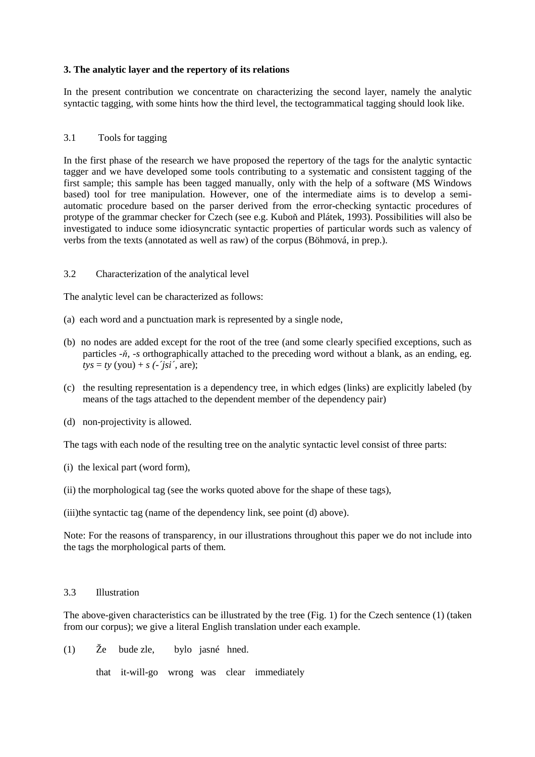### 3. The analytic layer and the repertory of its relations

In the present contribution we concentrate on characterizing the second layer, namely the analytic syntactic tagging, with some hints how the third level, the tectogrammatical tagging should look like.

#### 3.1 Tools for tagging

In the first phase of the research we have proposed the repertory of the tags for the analytic syntactic tagger and we have developed some tools contributing to a systematic and consistent tagging of the first sample; this sample has been tagged manually, only with the help of a software (MS Windows based) tool for tree manipulation. However, one of the intermediate aims is to develop a semi-automatic procedure based on the parser derived from the error-checking syntactic procedures of protype of the grammar checker for Czech (see e.g. Kuboň and Plátek, 1993). Possibilities will also be investigated to induce some idiosyncratic syntactic properties of particular words such as valency of verbs from the texts (annotated as well as raw) of the corpus (Böhmová, in prep.).

#### 3.2 Characterization of the analytical level

The analytic level can be characterized as follows:

(a) each word and a punctuation mark is represented by a single node,

(b) no nodes are added except for the root of the tree (and some clearly specified exceptions, such as particles *-ň, -s* orthographically attached to the preceding word without a blank, as an ending, eg. *tys* = *ty* (you) + *s (-´jsi´*, are);

(c) the resulting representation is a dependency tree, in which edges (links) are explicitly labeled (by means of the tags attached to the dependent member of the dependency pair)

(d) non-projectivity is allowed.

The tags with each node of the resulting tree on the analytic syntactic level consist of three parts:

(i) the lexical part (word form),

(ii) the morphological tag (see the works quoted above for the shape of these tags),

(iii)the syntactic tag (name of the dependency link, see point (d) above).

Note: For the reasons of transparency, in our illustrations throughout this paper we do not include into the tags the morphological parts of them.

#### 3.3 Illustration

The above-given characteristics can be illustrated by the tree (Fig. 1) for the Czech sentence (1) (taken from our corpus); we give a literal English translation under each example.

(1) Že bude zle, bylo jasné hned.

that it-will-go wrong was clear immediately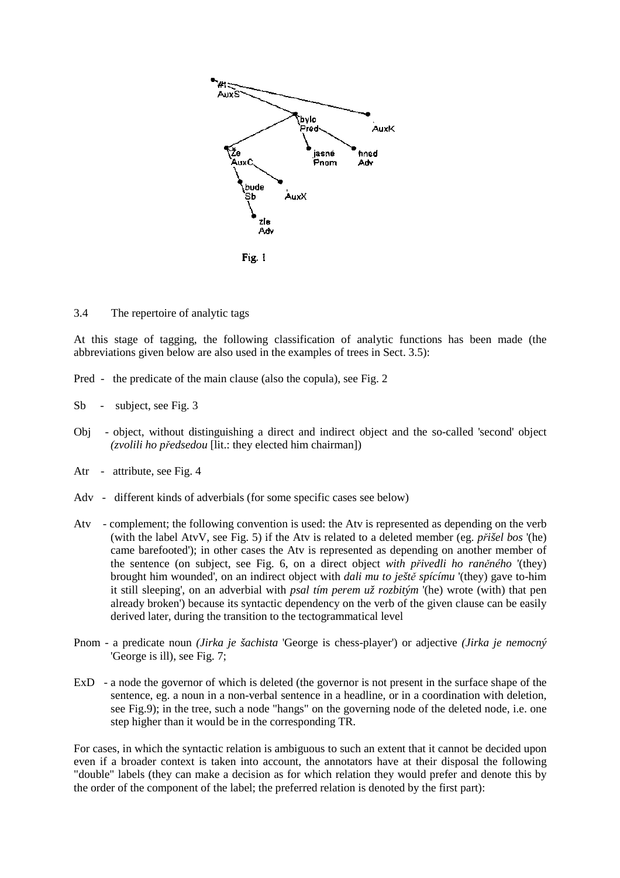Fig. 1

3.4 The repertoire of analytic tags

At this stage of tagging, the following classification of analytic functions has been made (the abbreviations given below are also used in the examples of trees in Sect. 3.5):

Pred - the predicate of the main clause (also the copula), see Fig. 2

Sb - subject, see Fig. 3

Obj - object, without distinguishing a direct and indirect object and the so-called 'second' object *(zvolili ho předsedou* [lit.: they elected him chairman])

Atr - attribute, see Fig. 4

Adv - different kinds of adverbials (for some specific cases see below)

Atv - complement; the following convention is used: the Atv is represented as depending on the verb (with the label AtvV, see Fig. 5) if the Atv is related to a deleted member (eg. *přišel bos* '(he) came barefooted'); in other cases the Atv is represented as depending on another member of the sentence (on subject, see Fig. 6, on a direct object *with přivedli ho raněného* '(they) brought him wounded', on an indirect object with *dali mu to ještě spícímu* '(they) gave to-him it still sleeping', on an adverbial with *psal tím perem už rozbitým* '(he) wrote (with) that pen already broken') because its syntactic dependency on the verb of the given clause can be easily derived later, during the transition to the tectogrammatical level

Pnom - a predicate noun *(Jirka je šachista* 'George is chess-player') or adjective *(Jirka je nemocný* 'George is ill), see Fig. 7;

ExD - a node the governor of which is deleted (the governor is not present in the surface shape of the sentence, eg. a noun in a non-verbal sentence in a headline, or in a coordination with deletion, see Fig.9); in the tree, such a node "hangs" on the governing node of the deleted node, i.e. one step higher than it would be in the corresponding TR.

For cases, in which the syntactic relation is ambiguous to such an extent that it cannot be decided upon even if a broader context is taken into account, the annotators have at their disposal the following "double" labels (they can make a decision as for which relation they would prefer and denote this by the order of the component of the label; the preferred relation is denoted by the first part):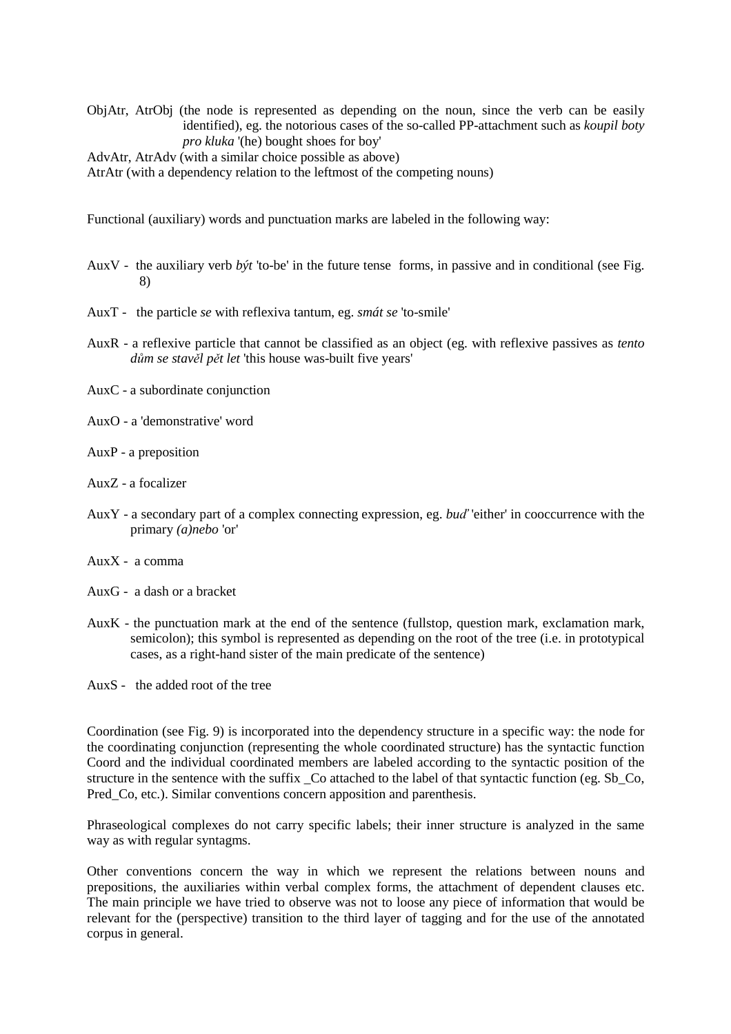ObjAtr, AtrObj (the node is represented as depending on the noun, since the verb can be easily identified), eg. the notorious cases of the so-called PP-attachment such as *koupil boty pro kluka* '(he) bought shoes for boy'

AdvAtr, AtrAdv (with a similar choice possible as above)

AtrAtr (with a dependency relation to the leftmost of the competing nouns)

Functional (auxiliary) words and punctuation marks are labeled in the following way:

AuxV - the auxiliary verb *být* 'to-be' in the future tense forms, in passive and in conditional (see Fig. 8)

AuxT - the particle *se* with reflexiva tantum, eg. *smát se* 'to-smile'

AuxR - a reflexive particle that cannot be classified as an object (eg. with reflexive passives as *tento dům se stavěl pět let* 'this house was-built five years'

AuxC - a subordinate conjunction

AuxO - a 'demonstrative' word

AuxP - a preposition

AuxZ - a focalizer

AuxY - a secondary part of a complex connecting expression, eg. *buď* 'either' in cooccurrence with the primary *(a)nebo* 'or'

AuxX - a comma

AuxG - a dash or a bracket

AuxK - the punctuation mark at the end of the sentence (fullstop, question mark, exclamation mark, semicolon); this symbol is represented as depending on the root of the tree (i.e. in prototypical cases, as a right-hand sister of the main predicate of the sentence)

AuxS - the added root of the tree

Coordination (see Fig. 9) is incorporated into the dependency structure in a specific way: the node for the coordinating conjunction (representing the whole coordinated structure) has the syntactic function Coord and the individual coordinated members are labeled according to the syntactic position of the structure in the sentence with the suffix _Co attached to the label of that syntactic function (eg. Sb_Co, Pred_Co, etc.). Similar conventions concern apposition and parenthesis.

Phraseological complexes do not carry specific labels; their inner structure is analyzed in the same way as with regular syntagms.

Other conventions concern the way in which we represent the relations between nouns and prepositions, the auxiliaries within verbal complex forms, the attachment of dependent clauses etc. The main principle we have tried to observe was not to loose any piece of information that would be relevant for the (perspective) transition to the third layer of tagging and for the use of the annotated corpus in general.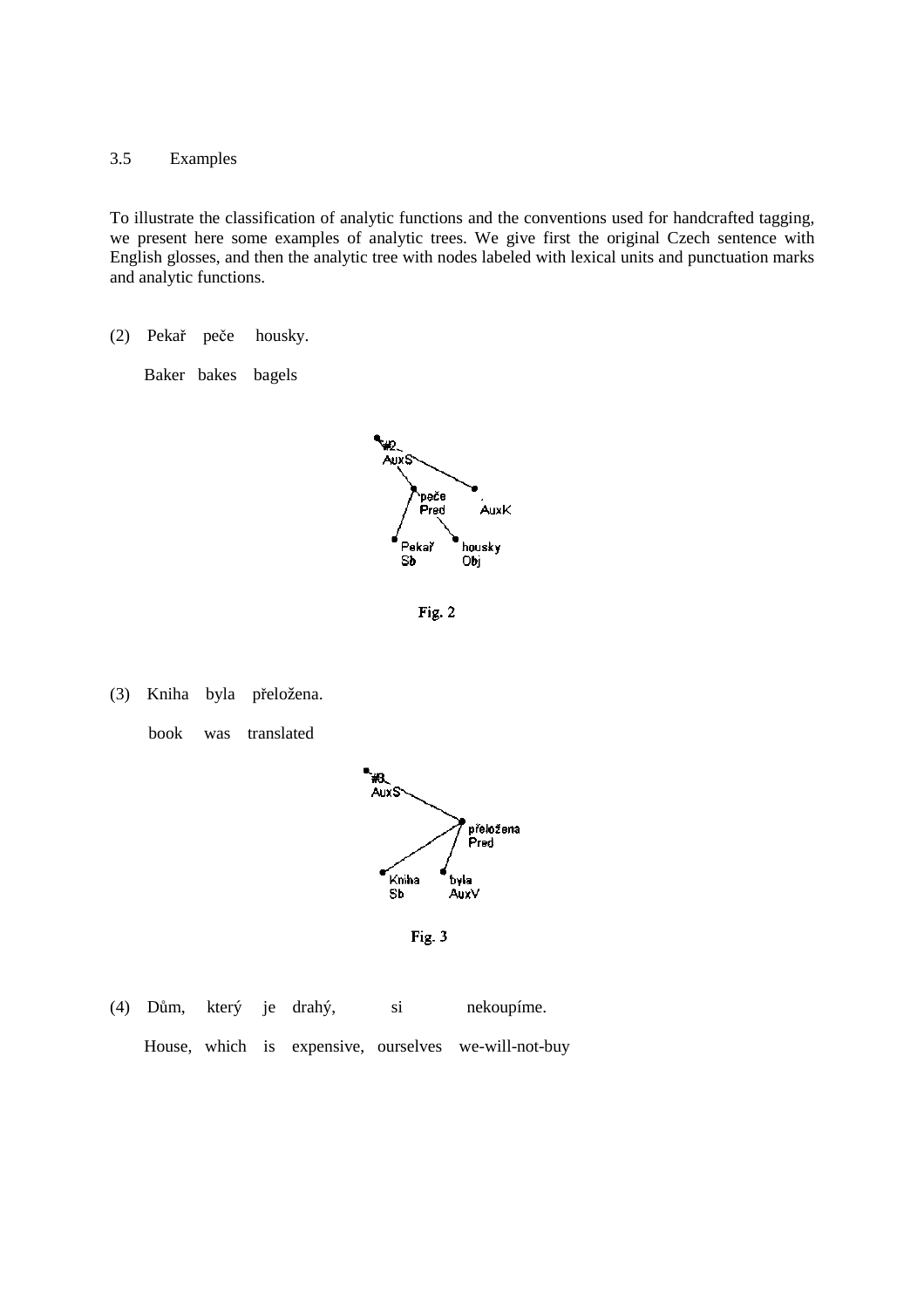### 3.5 Examples

To illustrate the classification of analytic functions and the conventions used for handcrafted tagging, we present here some examples of analytic trees. We give first the original Czech sentence with English glosses, and then the analytic tree with nodes labeled with lexical units and punctuation marks and analytic functions.

(2) Pekař peče housky.

Baker bakes bagels

Fig. 2

(3) Kniha byla přeložena.

book was translated

Fig. 3

(4) Dům, který je drahý, si nekoupíme.

House, which is expensive, ourselves we-will-not-buy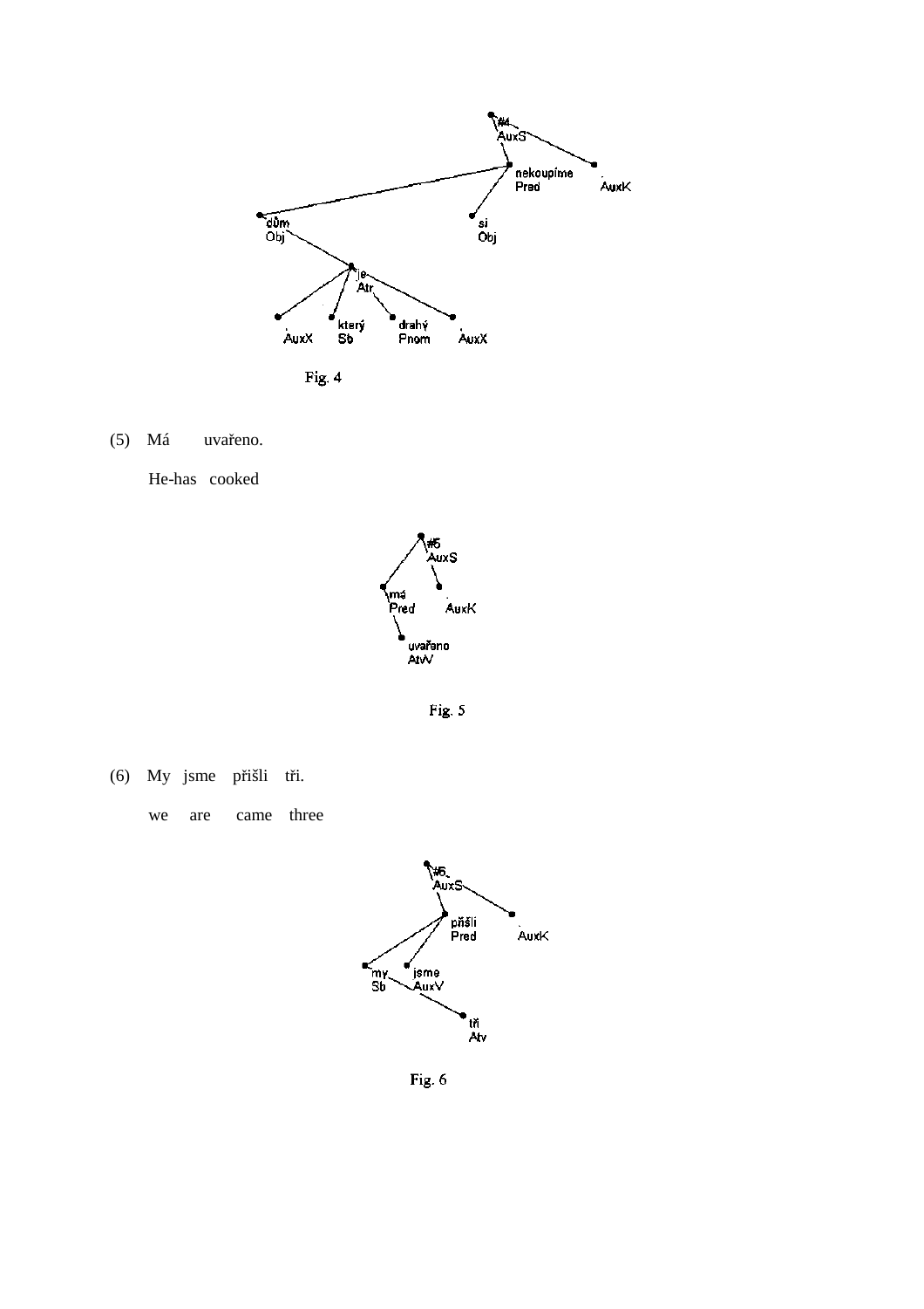Fig. 4

(5) Má uvařeno.

He-has cooked

Fig. 5

(6) My jsme přišli tři.

we are came three

Fig. 6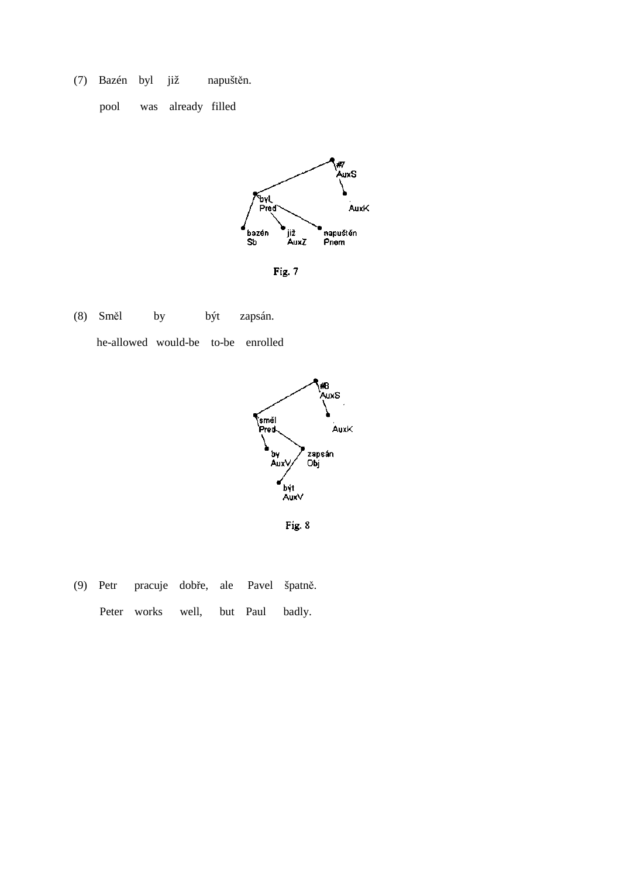(7) Bazén byl již napuštěn.

pool was already filled

Fig. 7

(8) Směl by být zapsán.

he-allowed would-be to-be enrolled

Fig. 8

(9) Petr pracuje dobře, ale Pavel špatně.

Peter works well, but Paul badly.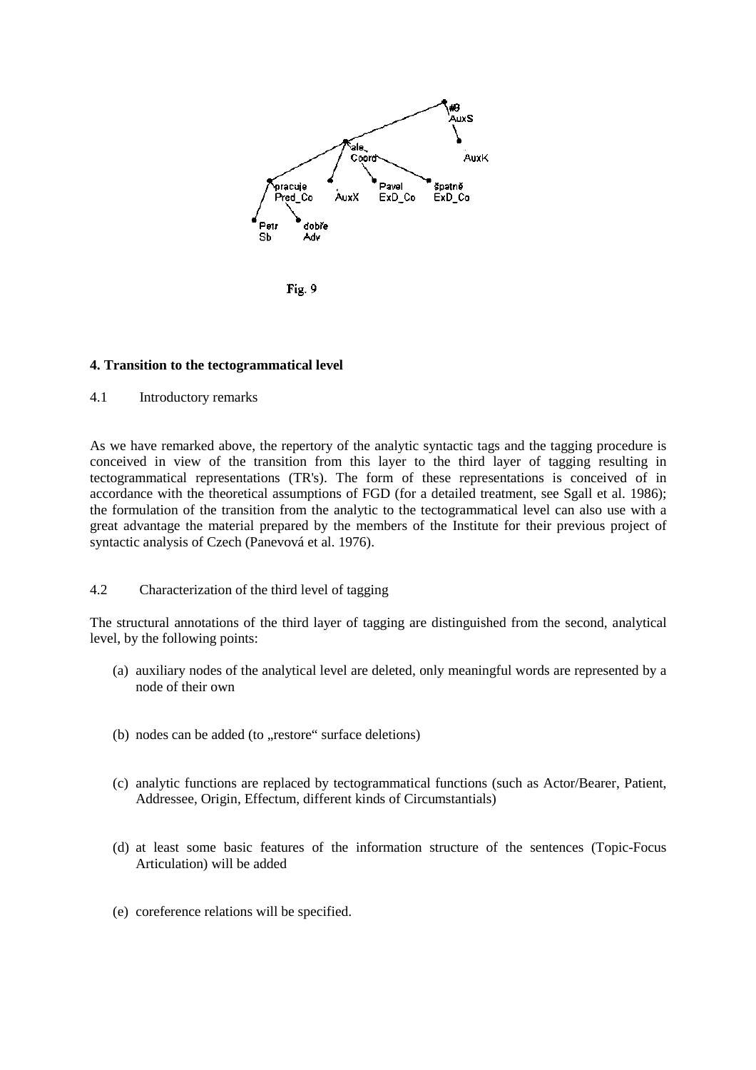Fig. 9

## 4. Transition to the tectogrammatical level

### 4.1 Introductory remarks

As we have remarked above, the repertory of the analytic syntactic tags and the tagging procedure is conceived in view of the transition from this layer to the third layer of tagging resulting in tectogrammatical representations (TR's). The form of these representations is conceived of in accordance with the theoretical assumptions of FGD (for a detailed treatment, see Sgall et al. 1986); the formulation of the transition from the analytic to the tectogrammatical level can also use with a great advantage the material prepared by the members of the Institute for their previous project of syntactic analysis of Czech (Panevová et al. 1976).

### 4.2 Characterization of the third level of tagging

The structural annotations of the third layer of tagging are distinguished from the second, analytical level, by the following points:

(a) auxiliary nodes of the analytical level are deleted, only meaningful words are represented by a node of their own

(b) nodes can be added (to „restore" surface deletions)

(c) analytic functions are replaced by tectogrammatical functions (such as Actor/Bearer, Patient, Addressee, Origin, Effectum, different kinds of Circumstantials)

(d) at least some basic features of the information structure of the sentences (Topic-Focus Articulation) will be added

(e) coreference relations will be specified.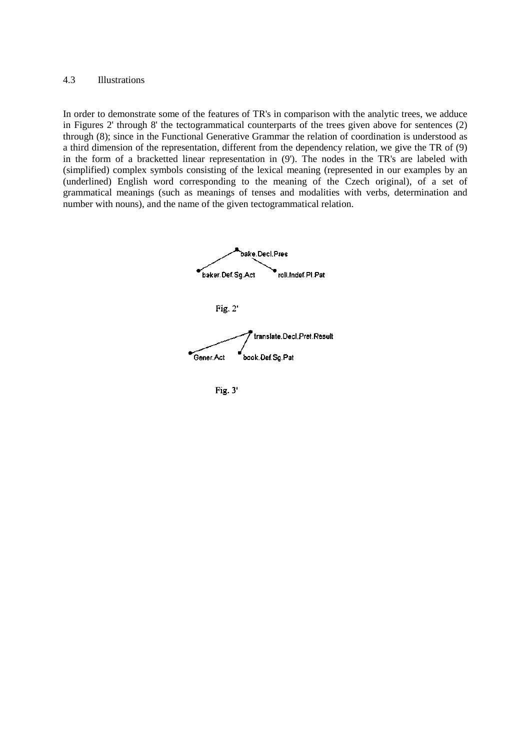### 4.3 Illustrations

In order to demonstrate some of the features of TR's in comparison with the analytic trees, we adduce in Figures 2' through 8' the tectogrammatical counterparts of the trees given above for sentences (2) through (8); since in the Functional Generative Grammar the relation of coordination is understood as a third dimension of the representation, different from the dependency relation, we give the TR of (9) in the form of a bracketted linear representation in (9'). The nodes in the TR's are labeled with (simplified) complex symbols consisting of the lexical meaning (represented in our examples by an (underlined) English word corresponding to the meaning of the Czech original), of a set of grammatical meanings (such as meanings of tenses and modalities with verbs, determination and number with nouns), and the name of the given tectogrammatical relation.

bake.Decl.Pres

baker.Def.Sg.Act roll.Indef.Pl.Pat

Fig. 2'

translate.Decl.Pret.Result

Gener.Act book.Def.Sg.Pat

Fig. 3'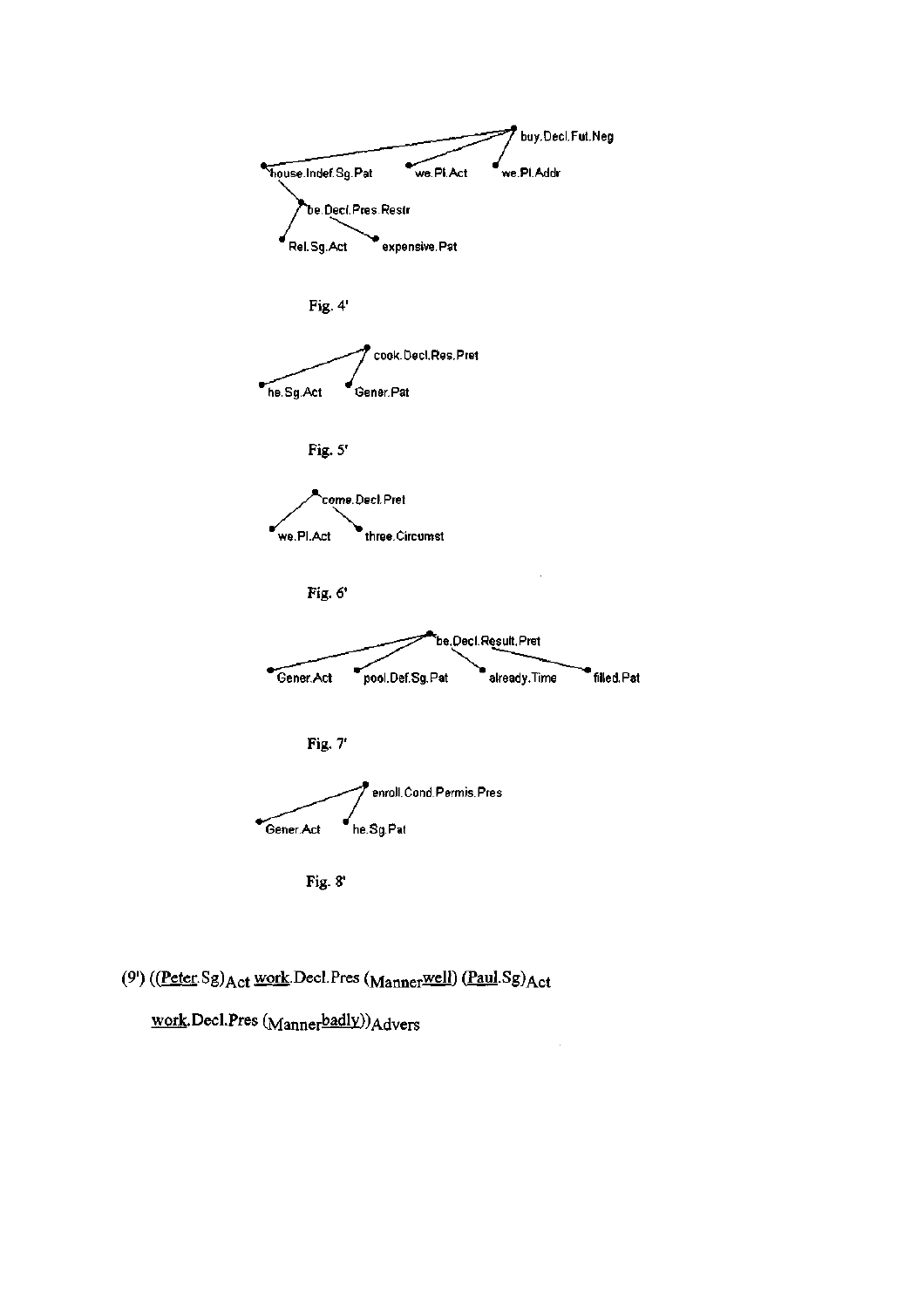buy.Decl.Fut.Neg

house.Indef.Sg.Pat    we.Pl.Act    we.Pl.Addr

be.Decl.Pres.Restr

Rel.Sg.Act    expensive.Pat

Fig. 4'

cook.Decl.Res.Pret

he.Sg.Act    Gener.Pat

Fig. 5'

come.Decl.Pret

we.Pl.Act    three.Circumst

Fig. 6'

be.Decl.Result.Pret

Gener.Act    pool.Def.Sg.Pat    already.Time    filled.Pat

Fig. 7'

enroll.Cond.Permis.Pres

Gener.Act    he.Sg.Pat

Fig. 8'

(9') ((<u>Peter</u>.Sg)$_{Act}$ <u>work</u>.Decl.Pres ($_{Manner}$<u>well</u>) (<u>Paul</u>.Sg)$_{Act}$

<u>work</u>.Decl.Pres ($_{Manner}$<u>badly</u>))$_{Advers}$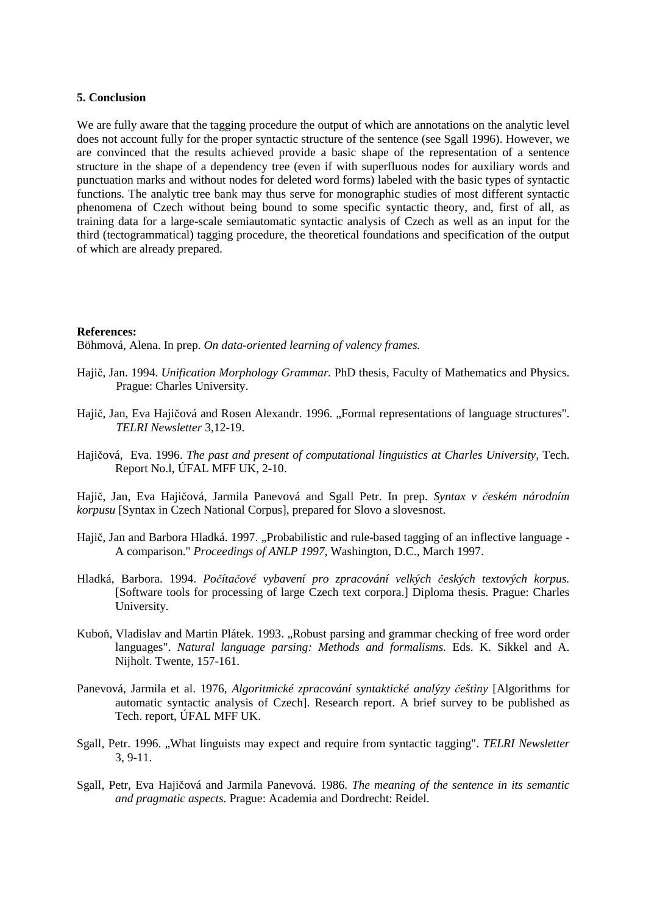## 5. Conclusion

We are fully aware that the tagging procedure the output of which are annotations on the analytic level does not account fully for the proper syntactic structure of the sentence (see Sgall 1996). However, we are convinced that the results achieved provide a basic shape of the representation of a sentence structure in the shape of a dependency tree (even if with superfluous nodes for auxiliary words and punctuation marks and without nodes for deleted word forms) labeled with the basic types of syntactic functions. The analytic tree bank may thus serve for monographic studies of most different syntactic phenomena of Czech without being bound to some specific syntactic theory, and, first of all, as training data for a large-scale semiautomatic syntactic analysis of Czech as well as an input for the third (tectogrammatical) tagging procedure, the theoretical foundations and specification of the output of which are already prepared.

**References:**

Böhmová, Alena. In prep. *On data-oriented learning of valency frames.*

Hajič, Jan. 1994. *Unification Morphology Grammar.* PhD thesis, Faculty of Mathematics and Physics. Prague: Charles University.

Hajič, Jan, Eva Hajičová and Rosen Alexandr. 1996. „Formal representations of language structures". *TELRI Newsletter* 3,12-19.

Hajičová, Eva. 1996. *The past and present of computational linguistics at Charles University,* Tech. Report No.l, ÚFAL MFF UK, 2-10.

Hajič, Jan, Eva Hajičová, Jarmila Panevová and Sgall Petr. In prep. *Syntax v českém národním korpusu* [Syntax in Czech National Corpus], prepared for Slovo a slovesnost.

Hajič, Jan and Barbora Hladká. 1997. „Probabilistic and rule-based tagging of an inflective language - A comparison." *Proceedings of ANLP 1997,* Washington, D.C., March 1997.

Hladká, Barbora. 1994. *Počítačové vybavení pro zpracování velkých českých textových korpus.* [Software tools for processing of large Czech text corpora.] Diploma thesis. Prague: Charles University.

Kuboň, Vladislav and Martin Plátek. 1993. „Robust parsing and grammar checking of free word order languages". *Natural language parsing: Methods and formalisms.* Eds. K. Sikkel and A. Nijholt. Twente, 157-161.

Panevová, Jarmila et al. 1976, *Algoritmické zpracování syntaktické analýzy češtiny* [Algorithms for automatic syntactic analysis of Czech]. Research report. A brief survey to be published as Tech. report, ÚFAL MFF UK.

Sgall, Petr. 1996. „What linguists may expect and require from syntactic tagging". *TELRI Newsletter* 3, 9-11.

Sgall, Petr, Eva Hajičová and Jarmila Panevová. 1986. *The meaning of the sentence in its semantic and pragmatic aspects.* Prague: Academia and Dordrecht: Reidel.